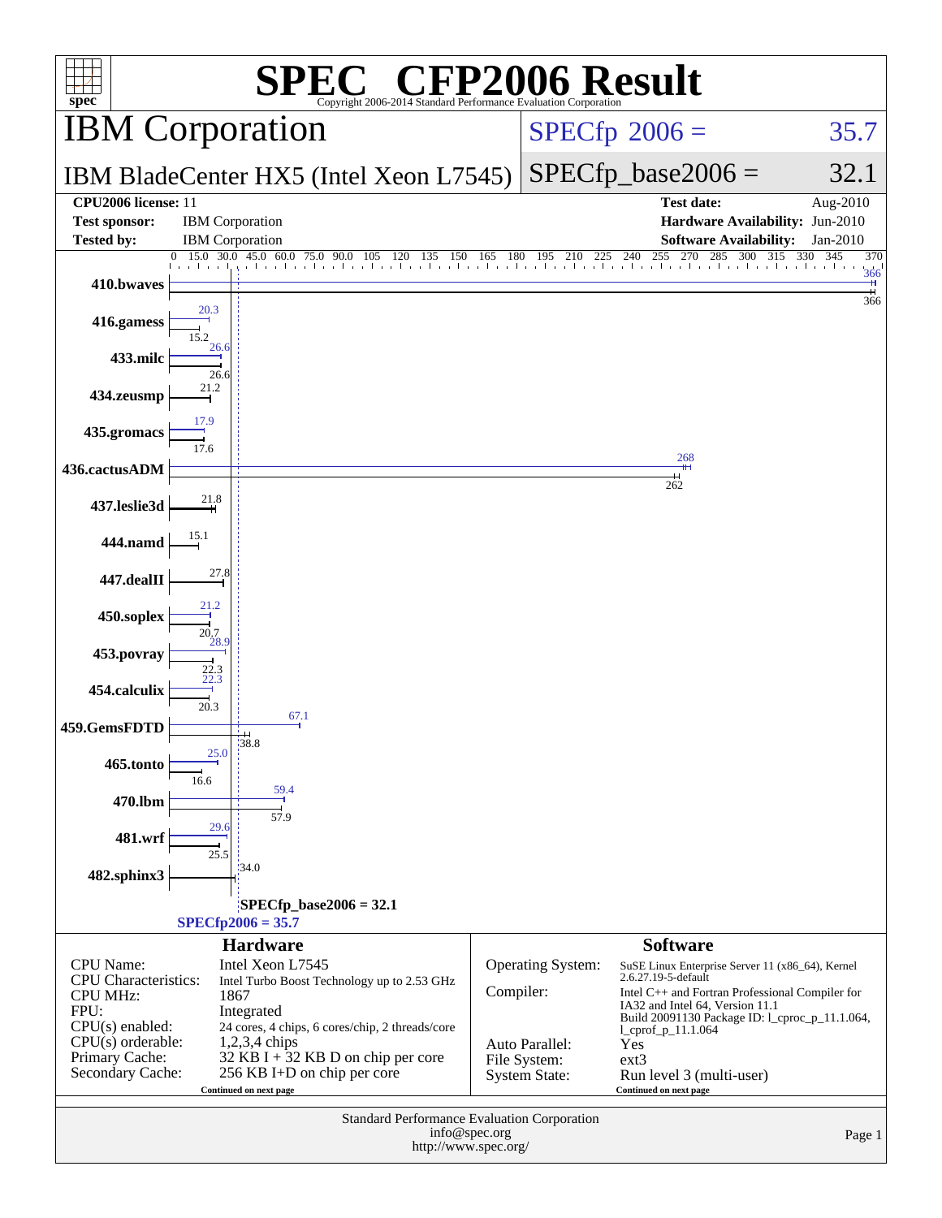# SPEC® CFP2006 Result

Copyright 2006-2014 Standard Performance Evaluation Corporation

## IBM Corporation

**SPECfp 2006 = 35.7**

## IBM BladeCenter HX5 (Intel Xeon L7545)

**SPECfp_base2006 = 32.1**

| | | | |
|---|---|---|---|
| **CPU2006 license:** 11 | | **Test date:** | Aug-2010 |
| **Test sponsor:** | IBM Corporation | **Hardware Availability:** | Jun-2010 |
| **Tested by:** | IBM Corporation | **Software Availability:** | Jan-2010 |

| Benchmark | Peak | Base |
|---|---|---|
| 410.bwaves | 366 | 366 |
| 416.gamess | 20.3 | 15.2 |
| 433.milc | 26.6 | 26.6 |
| 434.zeusmp | | 21.2 |
| 435.gromacs | 17.9 | 17.6 |
| 436.cactusADM | 268 | 262 |
| 437.leslie3d | | 21.8 |
| 444.namd | | 15.1 |
| 447.dealII | | 27.8 |
| 450.soplex | 21.2 | 20.7 |
| 453.povray | 28.9 | 22.3 |
| 454.calculix | 22.3 | 20.3 |
| 459.GemsFDTD | 67.1 | 38.8 |
| 465.tonto | 25.0 | 16.6 |
| 470.lbm | 59.4 | 57.9 |
| 481.wrf | 29.6 | 25.5 |
| 482.sphinx3 | | 34.0 |

SPECfp_base2006 = 32.1

SPECfp2006 = 35.7

### Hardware

| | |
|---|---|
| CPU Name: | Intel Xeon L7545 |
| CPU Characteristics: | Intel Turbo Boost Technology up to 2.53 GHz |
| CPU MHz: | 1867 |
| FPU: | Integrated |
| CPU(s) enabled: | 24 cores, 4 chips, 6 cores/chip, 2 threads/core |
| CPU(s) orderable: | 1,2,3,4 chips |
| Primary Cache: | 32 KB I + 32 KB D on chip per core |
| Secondary Cache: | 256 KB I+D on chip per core |

Continued on next page

### Software

| | |
|---|---|
| Operating System: | SuSE Linux Enterprise Server 11 (x86_64), Kernel 2.6.27.19-5-default |
| Compiler: | Intel C++ and Fortran Professional Compiler for IA32 and Intel 64, Version 11.1 Build 20091130 Package ID: l_cproc_p_11.1.064, l_cprof_p_11.1.064 |
| Auto Parallel: | Yes |
| File System: | ext3 |
| System State: | Run level 3 (multi-user) |

Continued on next page

Standard Performance Evaluation Corporation
info@spec.org
http://www.spec.org/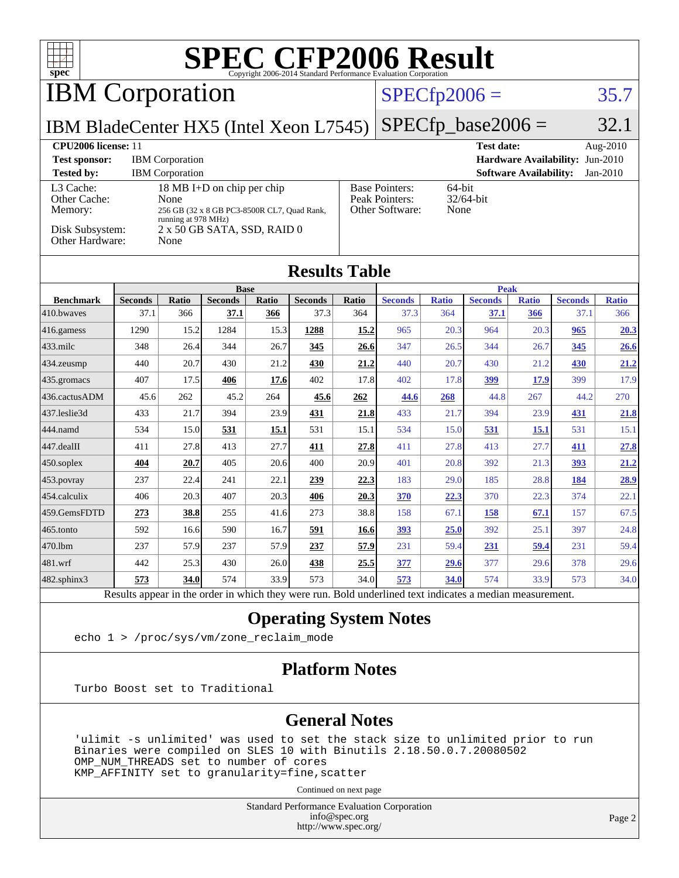# SPEC CFP2006 Result

Copyright 2006-2014 Standard Performance Evaluation Corporation

## IBM Corporation

**IBM BladeCenter HX5 (Intel Xeon L7545)**

SPECfp2006 = 35.7

SPECfp_base2006 = 32.1

| | | | |
|---|---|---|---|
| **CPU2006 license:** 11 | | **Test date:** | Aug-2010 |
| **Test sponsor:** | IBM Corporation | **Hardware Availability:** | Jun-2010 |
| **Tested by:** | IBM Corporation | **Software Availability:** | Jan-2010 |

| | |
|---|---|
| L3 Cache: | 18 MB I+D on chip per chip |
| Other Cache: | None |
| Memory: | 256 GB (32 x 8 GB PC3-8500R CL7, Quad Rank, running at 978 MHz) |
| Disk Subsystem: | 2 x 50 GB SATA, SSD, RAID 0 |
| Other Hardware: | None |

| | |
|---|---|
| Base Pointers: | 64-bit |
| Peak Pointers: | 32/64-bit |
| Other Software: | None |

## Results Table

| | Base | | | | | | Peak | | | | | |
|---|---|---|---|---|---|---|---|---|---|---|---|---|
| **Benchmark** | **Seconds** | **Ratio** | **Seconds** | **Ratio** | **Seconds** | **Ratio** | **Seconds** | **Ratio** | **Seconds** | **Ratio** | **Seconds** | **Ratio** |
| 410.bwaves | 37.1 | 366 | **37.1** | **366** | 37.3 | 364 | 37.3 | 364 | **37.1** | **366** | 37.1 | 366 |
| 416.gamess | 1290 | 15.2 | 1284 | 15.3 | **1288** | **15.2** | 965 | 20.3 | 964 | 20.3 | **965** | **20.3** |
| 433.milc | 348 | 26.4 | 344 | 26.7 | **345** | **26.6** | 347 | 26.5 | 344 | 26.7 | **345** | **26.6** |
| 434.zeusmp | 440 | 20.7 | 430 | 21.2 | **430** | **21.2** | 440 | 20.7 | 430 | 21.2 | **430** | **21.2** |
| 435.gromacs | 407 | 17.5 | **406** | **17.6** | 402 | 17.8 | 402 | 17.8 | **399** | **17.9** | 399 | 17.9 |
| 436.cactusADM | 45.6 | 262 | 45.2 | 264 | **45.6** | **262** | **44.6** | **268** | 44.8 | 267 | 44.2 | 270 |
| 437.leslie3d | 433 | 21.7 | 394 | 23.9 | **431** | **21.8** | 433 | 21.7 | 394 | 23.9 | **431** | **21.8** |
| 444.namd | 534 | 15.0 | **531** | **15.1** | 531 | 15.1 | 534 | 15.0 | **531** | **15.1** | 531 | 15.1 |
| 447.dealII | 411 | 27.8 | 413 | 27.7 | **411** | **27.8** | 411 | 27.8 | 413 | 27.7 | **411** | **27.8** |
| 450.soplex | **404** | **20.7** | 405 | 20.6 | 400 | 20.9 | 401 | 20.8 | 392 | 21.3 | **393** | **21.2** |
| 453.povray | 237 | 22.4 | 241 | 22.1 | **239** | **22.3** | 183 | 29.0 | 185 | 28.8 | **184** | **28.9** |
| 454.calculix | 406 | 20.3 | 407 | 20.3 | **406** | **20.3** | **370** | **22.3** | 370 | 22.3 | 374 | 22.1 |
| 459.GemsFDTD | **273** | **38.8** | 255 | 41.6 | 273 | 38.8 | 158 | 67.1 | **158** | **67.1** | 157 | 67.5 |
| 465.tonto | 592 | 16.6 | 590 | 16.7 | **591** | **16.6** | **393** | **25.0** | 392 | 25.1 | 397 | 24.8 |
| 470.lbm | 237 | 57.9 | 237 | 57.9 | **237** | **57.9** | 231 | 59.4 | **231** | **59.4** | 231 | 59.4 |
| 481.wrf | 442 | 25.3 | 430 | 26.0 | **438** | **25.5** | **377** | **29.6** | 377 | 29.6 | 378 | 29.6 |
| 482.sphinx3 | **573** | **34.0** | 574 | 33.9 | 573 | 34.0 | **573** | **34.0** | 574 | 33.9 | 573 | 34.0 |

Results appear in the order in which they were run. Bold underlined text indicates a median measurement.

## Operating System Notes

```
echo 1 > /proc/sys/vm/zone_reclaim_mode
```

## Platform Notes

```
Turbo Boost set to Traditional
```

## General Notes

```
'ulimit -s unlimited' was used to set the stack size to unlimited prior to run
Binaries were compiled on SLES 10 with Binutils 2.18.50.0.7.20080502
OMP_NUM_THREADS set to number of cores
KMP_AFFINITY set to granularity=fine,scatter
```

Continued on next page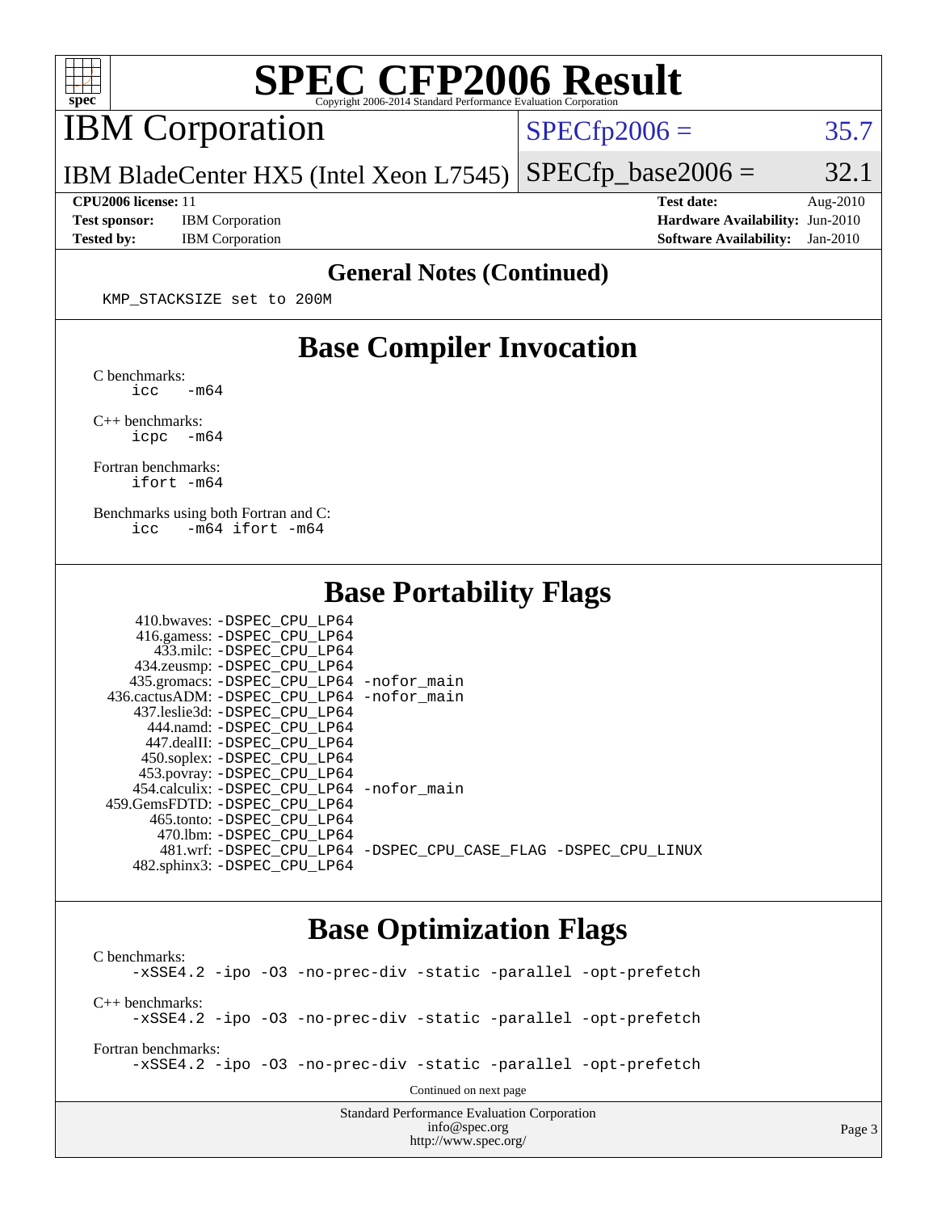# SPEC CFP2006 Result

Copyright 2006-2014 Standard Performance Evaluation Corporation

## IBM Corporation

IBM BladeCenter HX5 (Intel Xeon L7545)

SPECfp2006 = 35.7

SPECfp_base2006 = 32.1

**CPU2006 license:** 11
**Test sponsor:** IBM Corporation
**Tested by:** IBM Corporation

**Test date:** Aug-2010
**Hardware Availability:** Jun-2010
**Software Availability:** Jan-2010

## General Notes (Continued)

```
KMP_STACKSIZE set to 200M
```

## Base Compiler Invocation

C benchmarks:
```
icc   -m64
```

C++ benchmarks:
```
icpc  -m64
```

Fortran benchmarks:
```
ifort -m64
```

Benchmarks using both Fortran and C:
```
icc   -m64 ifort -m64
```

## Base Portability Flags

```
    410.bwaves: -DSPEC_CPU_LP64
    416.gamess: -DSPEC_CPU_LP64
      433.milc: -DSPEC_CPU_LP64
    434.zeusmp: -DSPEC_CPU_LP64
   435.gromacs: -DSPEC_CPU_LP64 -nofor_main
  436.cactusADM: -DSPEC_CPU_LP64 -nofor_main
   437.leslie3d: -DSPEC_CPU_LP64
      444.namd: -DSPEC_CPU_LP64
    447.dealII: -DSPEC_CPU_LP64
    450.soplex: -DSPEC_CPU_LP64
    453.povray: -DSPEC_CPU_LP64
   454.calculix: -DSPEC_CPU_LP64 -nofor_main
  459.GemsFDTD: -DSPEC_CPU_LP64
     465.tonto: -DSPEC_CPU_LP64
       470.lbm: -DSPEC_CPU_LP64
       481.wrf: -DSPEC_CPU_LP64 -DSPEC_CPU_CASE_FLAG -DSPEC_CPU_LINUX
   482.sphinx3: -DSPEC_CPU_LP64
```

## Base Optimization Flags

C benchmarks:
```
-xSSE4.2 -ipo -O3 -no-prec-div -static -parallel -opt-prefetch
```

C++ benchmarks:
```
-xSSE4.2 -ipo -O3 -no-prec-div -static -parallel -opt-prefetch
```

Fortran benchmarks:
```
-xSSE4.2 -ipo -O3 -no-prec-div -static -parallel -opt-prefetch
```

Continued on next page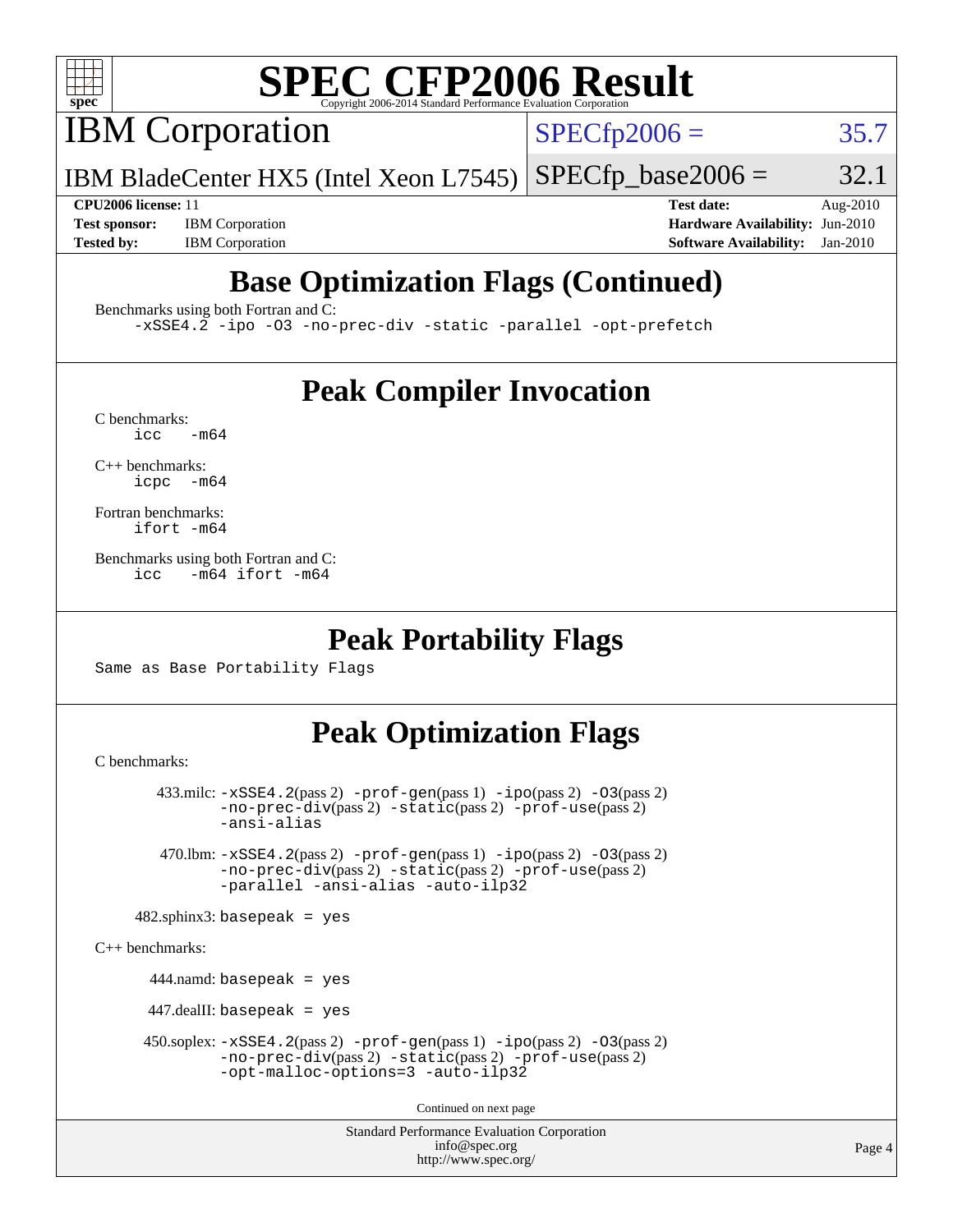# SPEC CFP2006 Result

## IBM Corporation

**SPECfp2006 =** 35.7

IBM BladeCenter HX5 (Intel Xeon L7545)

**SPECfp_base2006 =** 32.1

**CPU2006 license:** 11
**Test sponsor:** IBM Corporation
**Tested by:** IBM Corporation

**Test date:** Aug-2010
**Hardware Availability:** Jun-2010
**Software Availability:** Jan-2010

## Base Optimization Flags (Continued)

Benchmarks using both Fortran and C:

```
-xSSE4.2 -ipo -O3 -no-prec-div -static -parallel -opt-prefetch
```

## Peak Compiler Invocation

C benchmarks:

```
icc   -m64
```

C++ benchmarks:

```
icpc  -m64
```

Fortran benchmarks:

```
ifort -m64
```

Benchmarks using both Fortran and C:

```
icc   -m64 ifort -m64
```

## Peak Portability Flags

Same as Base Portability Flags

## Peak Optimization Flags

C benchmarks:

433.milc: -xSSE4.2(pass 2) -prof-gen(pass 1) -ipo(pass 2) -O3(pass 2) -no-prec-div(pass 2) -static(pass 2) -prof-use(pass 2) -ansi-alias

470.lbm: -xSSE4.2(pass 2) -prof-gen(pass 1) -ipo(pass 2) -O3(pass 2) -no-prec-div(pass 2) -static(pass 2) -prof-use(pass 2) -parallel -ansi-alias -auto-ilp32

482.sphinx3: basepeak = yes

C++ benchmarks:

444.namd: basepeak = yes

447.dealII: basepeak = yes

450.soplex: -xSSE4.2(pass 2) -prof-gen(pass 1) -ipo(pass 2) -O3(pass 2) -no-prec-div(pass 2) -static(pass 2) -prof-use(pass 2) -opt-malloc-options=3 -auto-ilp32

Continued on next page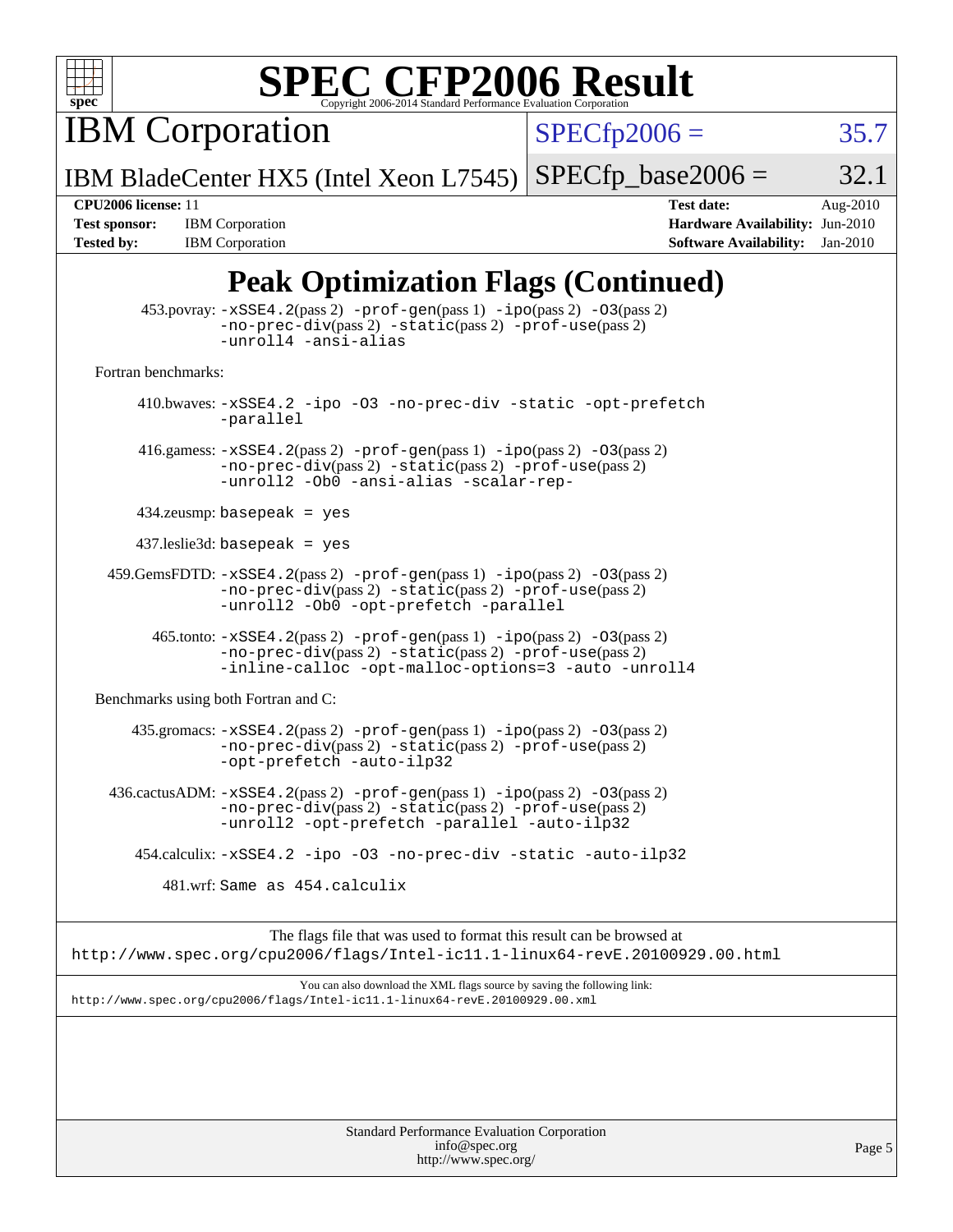# SPEC CFP2006 Result

Copyright 2006-2014 Standard Performance Evaluation Corporation

## IBM Corporation

IBM BladeCenter HX5 (Intel Xeon L7545)

SPECfp2006 = 35.7

SPECfp_base2006 = 32.1

| | | | |
|---|---|---|---|
| **CPU2006 license:** 11 | | **Test date:** | Aug-2010 |
| **Test sponsor:** | IBM Corporation | **Hardware Availability:** | Jun-2010 |
| **Tested by:** | IBM Corporation | **Software Availability:** | Jan-2010 |

## Peak Optimization Flags (Continued)

453.povray: -xSSE4.2(pass 2) -prof-gen(pass 1) -ipo(pass 2) -O3(pass 2) -no-prec-div(pass 2) -static(pass 2) -prof-use(pass 2) -unroll4 -ansi-alias

Fortran benchmarks:

410.bwaves: -xSSE4.2 -ipo -O3 -no-prec-div -static -opt-prefetch -parallel

416.gamess: -xSSE4.2(pass 2) -prof-gen(pass 1) -ipo(pass 2) -O3(pass 2) -no-prec-div(pass 2) -static(pass 2) -prof-use(pass 2) -unroll2 -Ob0 -ansi-alias -scalar-rep-

434.zeusmp: basepeak = yes

437.leslie3d: basepeak = yes

459.GemsFDTD: -xSSE4.2(pass 2) -prof-gen(pass 1) -ipo(pass 2) -O3(pass 2) -no-prec-div(pass 2) -static(pass 2) -prof-use(pass 2) -unroll2 -Ob0 -opt-prefetch -parallel

465.tonto: -xSSE4.2(pass 2) -prof-gen(pass 1) -ipo(pass 2) -O3(pass 2) -no-prec-div(pass 2) -static(pass 2) -prof-use(pass 2) -inline-calloc -opt-malloc-options=3 -auto -unroll4

Benchmarks using both Fortran and C:

435.gromacs: -xSSE4.2(pass 2) -prof-gen(pass 1) -ipo(pass 2) -O3(pass 2) -no-prec-div(pass 2) -static(pass 2) -prof-use(pass 2) -opt-prefetch -auto-ilp32

436.cactusADM: -xSSE4.2(pass 2) -prof-gen(pass 1) -ipo(pass 2) -O3(pass 2) -no-prec-div(pass 2) -static(pass 2) -prof-use(pass 2) -unroll2 -opt-prefetch -parallel -auto-ilp32

454.calculix: -xSSE4.2 -ipo -O3 -no-prec-div -static -auto-ilp32

481.wrf: Same as 454.calculix

The flags file that was used to format this result can be browsed at
http://www.spec.org/cpu2006/flags/Intel-ic11.1-linux64-revE.20100929.00.html

You can also download the XML flags source by saving the following link:
http://www.spec.org/cpu2006/flags/Intel-ic11.1-linux64-revE.20100929.00.xml

Standard Performance Evaluation Corporation
info@spec.org
http://www.spec.org/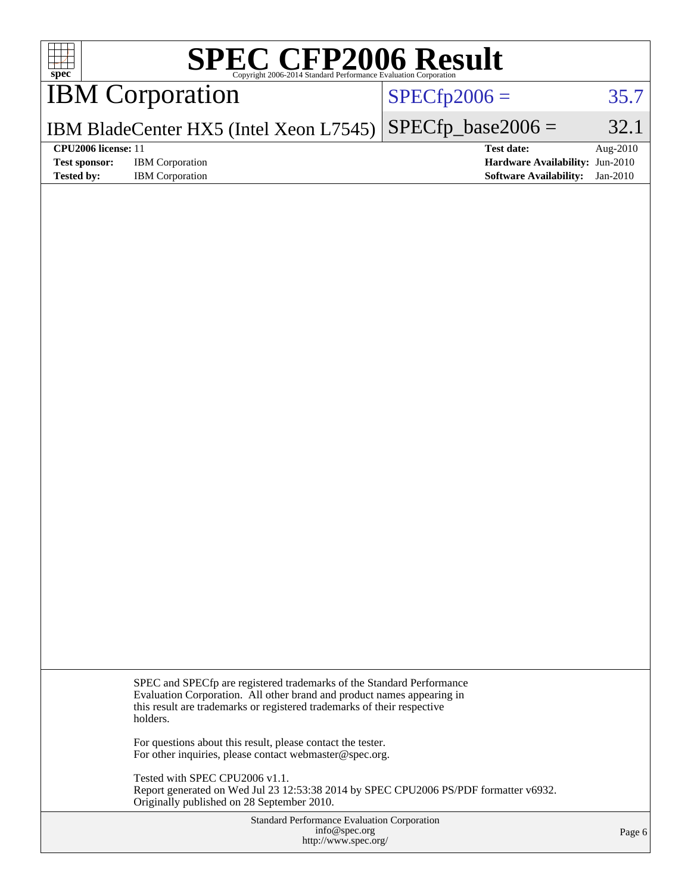# SPEC CFP2006 Result

Copyright 2006-2014 Standard Performance Evaluation Corporation

**IBM Corporation**

**IBM BladeCenter HX5 (Intel Xeon L7545)**

SPECfp2006 = 35.7

SPECfp_base2006 = 32.1

| | | | |
|---|---|---|---|
| **CPU2006 license:** | 11 | **Test date:** | Aug-2010 |
| **Test sponsor:** | IBM Corporation | **Hardware Availability:** | Jun-2010 |
| **Tested by:** | IBM Corporation | **Software Availability:** | Jan-2010 |

SPEC and SPECfp are registered trademarks of the Standard Performance Evaluation Corporation. All other brand and product names appearing in this result are trademarks or registered trademarks of their respective holders.

For questions about this result, please contact the tester.
For other inquiries, please contact webmaster@spec.org.

Tested with SPEC CPU2006 v1.1.
Report generated on Wed Jul 23 12:53:38 2014 by SPEC CPU2006 PS/PDF formatter v6932.
Originally published on 28 September 2010.

Standard Performance Evaluation Corporation
info@spec.org
http://www.spec.org/